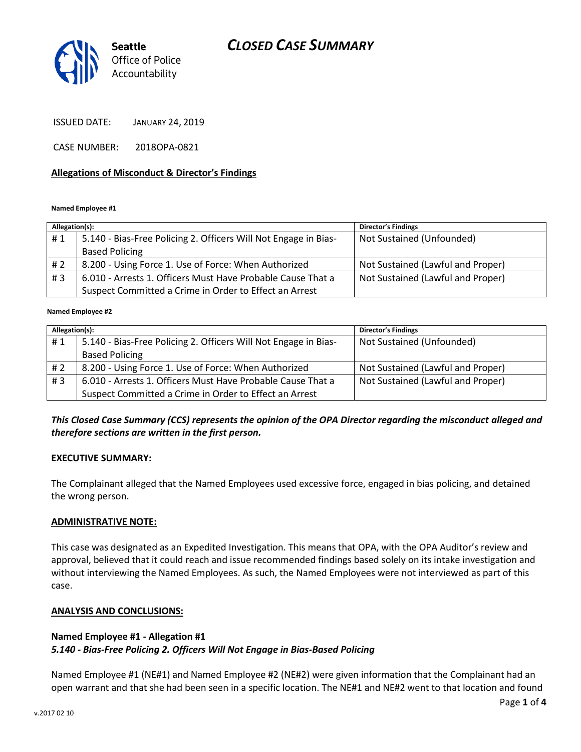# CLOSED CASE SUMMARY

Seattle Office of Police Accountability

ISSUED DATE: JANUARY 24, 2019

CASE NUMBER: 2018OPA-0821

**Allegations of Misconduct & Director's Findings**

**Named Employee #1**

| Allegation(s): | | Director's Findings |
|---|---|---|
| # 1 | 5.140 - Bias-Free Policing 2. Officers Will Not Engage in Bias-Based Policing | Not Sustained (Unfounded) |
| # 2 | 8.200 - Using Force 1. Use of Force: When Authorized | Not Sustained (Lawful and Proper) |
| # 3 | 6.010 - Arrests 1. Officers Must Have Probable Cause That a Suspect Committed a Crime in Order to Effect an Arrest | Not Sustained (Lawful and Proper) |

**Named Employee #2**

| Allegation(s): | | Director's Findings |
|---|---|---|
| # 1 | 5.140 - Bias-Free Policing 2. Officers Will Not Engage in Bias-Based Policing | Not Sustained (Unfounded) |
| # 2 | 8.200 - Using Force 1. Use of Force: When Authorized | Not Sustained (Lawful and Proper) |
| # 3 | 6.010 - Arrests 1. Officers Must Have Probable Cause That a Suspect Committed a Crime in Order to Effect an Arrest | Not Sustained (Lawful and Proper) |

***This Closed Case Summary (CCS) represents the opinion of the OPA Director regarding the misconduct alleged and therefore sections are written in the first person.***

**EXECUTIVE SUMMARY:**

The Complainant alleged that the Named Employees used excessive force, engaged in bias policing, and detained the wrong person.

**ADMINISTRATIVE NOTE:**

This case was designated as an Expedited Investigation. This means that OPA, with the OPA Auditor's review and approval, believed that it could reach and issue recommended findings based solely on its intake investigation and without interviewing the Named Employees. As such, the Named Employees were not interviewed as part of this case.

**ANALYSIS AND CONCLUSIONS:**

**Named Employee #1 - Allegation #1**
***5.140 - Bias-Free Policing 2. Officers Will Not Engage in Bias-Based Policing***

Named Employee #1 (NE#1) and Named Employee #2 (NE#2) were given information that the Complainant had an open warrant and that she had been seen in a specific location. The NE#1 and NE#2 went to that location and found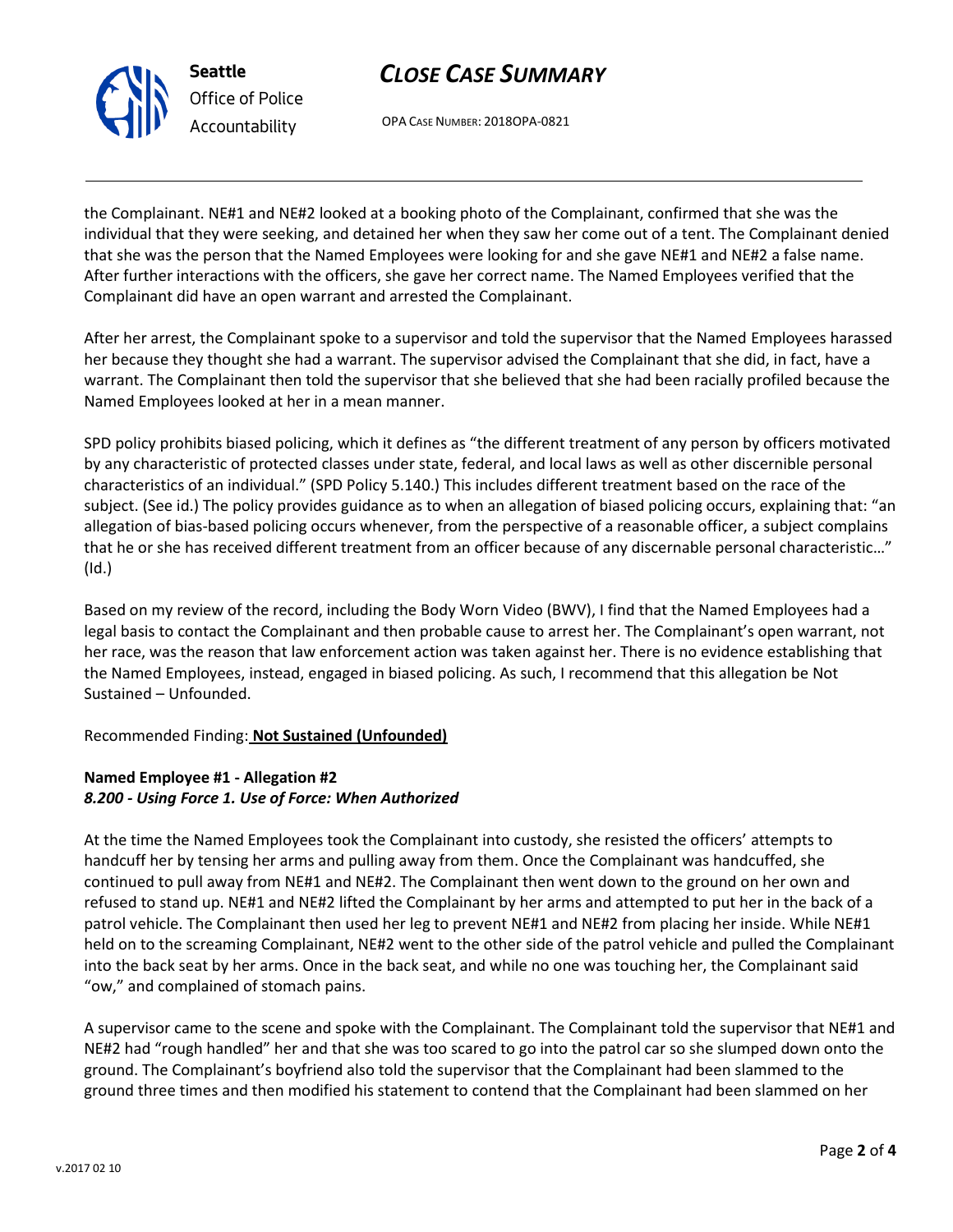the Complainant. NE#1 and NE#2 looked at a booking photo of the Complainant, confirmed that she was the individual that they were seeking, and detained her when they saw her come out of a tent. The Complainant denied that she was the person that the Named Employees were looking for and she gave NE#1 and NE#2 a false name. After further interactions with the officers, she gave her correct name. The Named Employees verified that the Complainant did have an open warrant and arrested the Complainant.

After her arrest, the Complainant spoke to a supervisor and told the supervisor that the Named Employees harassed her because they thought she had a warrant. The supervisor advised the Complainant that she did, in fact, have a warrant. The Complainant then told the supervisor that she believed that she had been racially profiled because the Named Employees looked at her in a mean manner.

SPD policy prohibits biased policing, which it defines as "the different treatment of any person by officers motivated by any characteristic of protected classes under state, federal, and local laws as well as other discernible personal characteristics of an individual." (SPD Policy 5.140.) This includes different treatment based on the race of the subject. (See id.) The policy provides guidance as to when an allegation of biased policing occurs, explaining that: "an allegation of bias-based policing occurs whenever, from the perspective of a reasonable officer, a subject complains that he or she has received different treatment from an officer because of any discernable personal characteristic…" (Id.)

Based on my review of the record, including the Body Worn Video (BWV), I find that the Named Employees had a legal basis to contact the Complainant and then probable cause to arrest her. The Complainant's open warrant, not her race, was the reason that law enforcement action was taken against her. There is no evidence establishing that the Named Employees, instead, engaged in biased policing. As such, I recommend that this allegation be Not Sustained – Unfounded.

Recommended Finding: **Not Sustained (Unfounded)**

**Named Employee #1 - Allegation #2**
***8.200 - Using Force 1. Use of Force: When Authorized***

At the time the Named Employees took the Complainant into custody, she resisted the officers' attempts to handcuff her by tensing her arms and pulling away from them. Once the Complainant was handcuffed, she continued to pull away from NE#1 and NE#2. The Complainant then went down to the ground on her own and refused to stand up. NE#1 and NE#2 lifted the Complainant by her arms and attempted to put her in the back of a patrol vehicle. The Complainant then used her leg to prevent NE#1 and NE#2 from placing her inside. While NE#1 held on to the screaming Complainant, NE#2 went to the other side of the patrol vehicle and pulled the Complainant into the back seat by her arms. Once in the back seat, and while no one was touching her, the Complainant said "ow," and complained of stomach pains.

A supervisor came to the scene and spoke with the Complainant. The Complainant told the supervisor that NE#1 and NE#2 had "rough handled" her and that she was too scared to go into the patrol car so she slumped down onto the ground. The Complainant's boyfriend also told the supervisor that the Complainant had been slammed to the ground three times and then modified his statement to contend that the Complainant had been slammed on her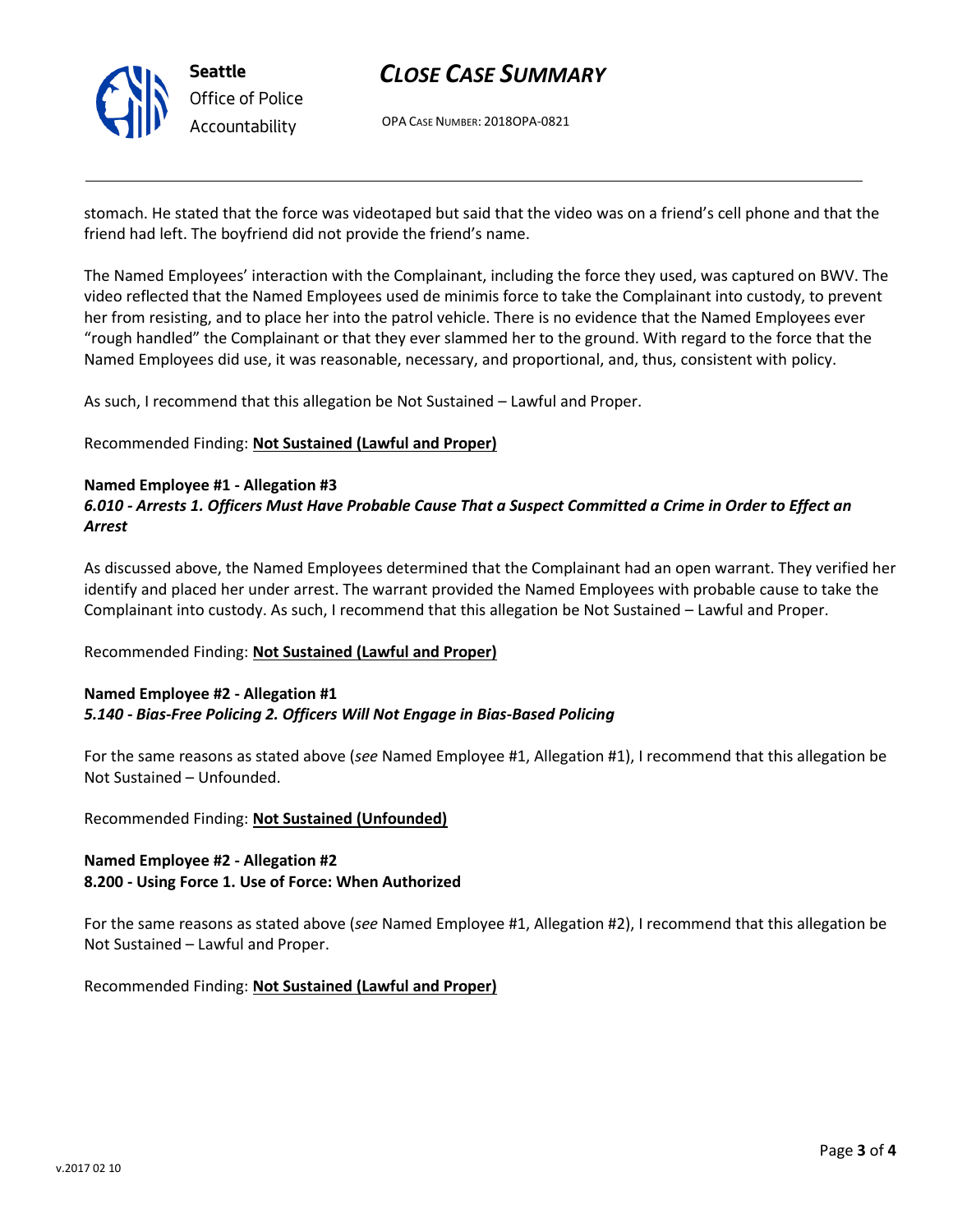stomach. He stated that the force was videotaped but said that the video was on a friend's cell phone and that the friend had left. The boyfriend did not provide the friend's name.

The Named Employees' interaction with the Complainant, including the force they used, was captured on BWV. The video reflected that the Named Employees used de minimis force to take the Complainant into custody, to prevent her from resisting, and to place her into the patrol vehicle. There is no evidence that the Named Employees ever "rough handled" the Complainant or that they ever slammed her to the ground. With regard to the force that the Named Employees did use, it was reasonable, necessary, and proportional, and, thus, consistent with policy.

As such, I recommend that this allegation be Not Sustained – Lawful and Proper.

Recommended Finding: **Not Sustained (Lawful and Proper)**

**Named Employee #1 - Allegation #3**
***6.010 - Arrests 1. Officers Must Have Probable Cause That a Suspect Committed a Crime in Order to Effect an Arrest***

As discussed above, the Named Employees determined that the Complainant had an open warrant. They verified her identify and placed her under arrest. The warrant provided the Named Employees with probable cause to take the Complainant into custody. As such, I recommend that this allegation be Not Sustained – Lawful and Proper.

Recommended Finding: **Not Sustained (Lawful and Proper)**

**Named Employee #2 - Allegation #1**
***5.140 - Bias-Free Policing 2. Officers Will Not Engage in Bias-Based Policing***

For the same reasons as stated above (*see* Named Employee #1, Allegation #1), I recommend that this allegation be Not Sustained – Unfounded.

Recommended Finding: **Not Sustained (Unfounded)**

**Named Employee #2 - Allegation #2**
**8.200 - Using Force 1. Use of Force: When Authorized**

For the same reasons as stated above (*see* Named Employee #1, Allegation #2), I recommend that this allegation be Not Sustained – Lawful and Proper.

Recommended Finding: **Not Sustained (Lawful and Proper)**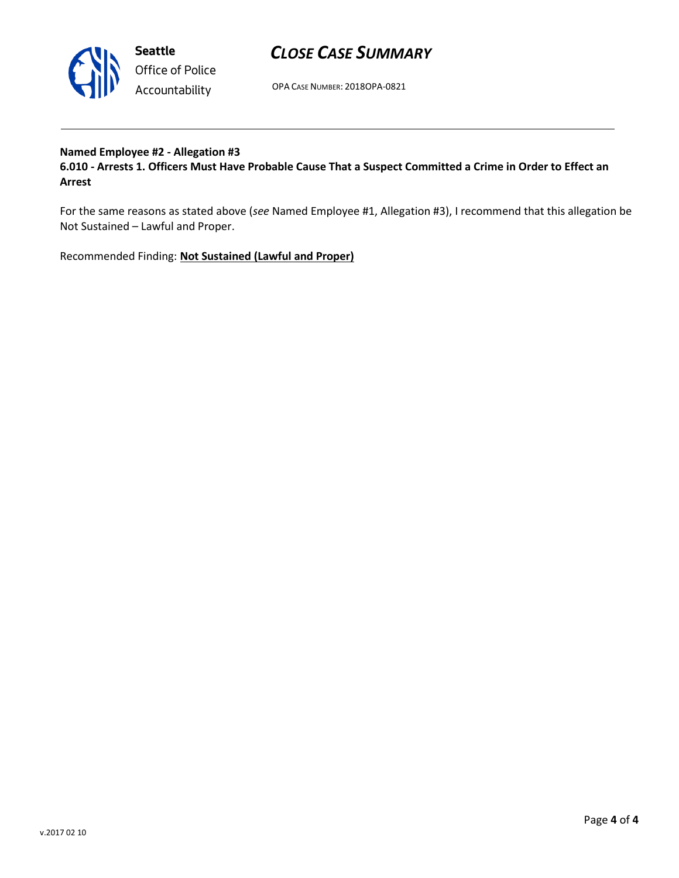**Named Employee #2 - Allegation #3**
**6.010 - Arrests 1. Officers Must Have Probable Cause That a Suspect Committed a Crime in Order to Effect an Arrest**

For the same reasons as stated above (*see* Named Employee #1, Allegation #3), I recommend that this allegation be Not Sustained – Lawful and Proper.

Recommended Finding: **Not Sustained (Lawful and Proper)**